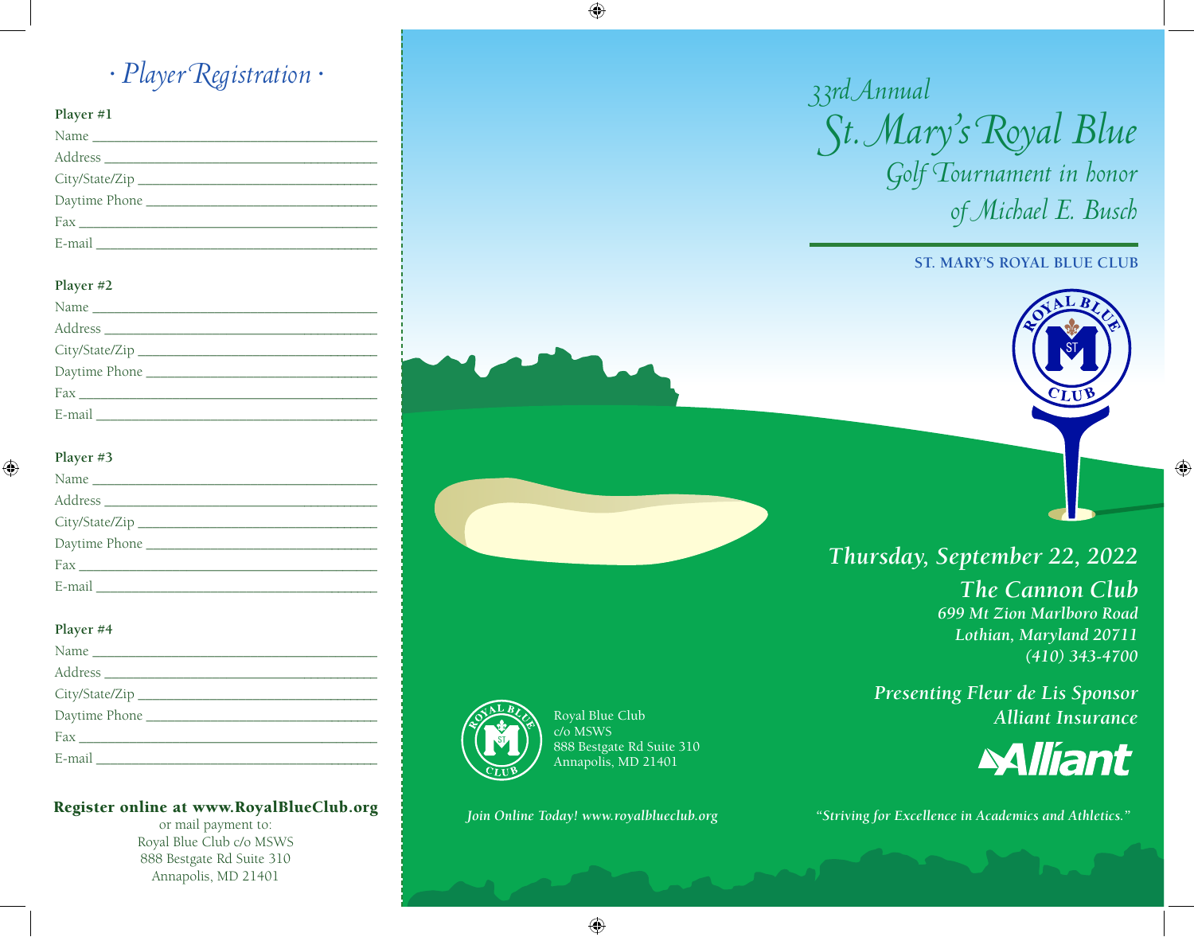## · Player Registration ·

**Player #1**

Name \_\_\_\_\_\_\_\_\_\_\_\_\_\_\_\_\_\_\_\_\_\_\_\_\_\_\_\_\_\_\_\_\_\_\_\_\_\_

Address \_\_\_\_\_\_\_\_\_\_\_\_\_\_\_\_\_\_\_\_\_\_\_\_\_\_\_\_\_\_\_\_\_\_\_\_\_

City/State/Zip \_\_\_\_\_\_\_\_\_\_\_\_\_\_\_\_\_\_\_\_\_\_\_\_\_\_\_\_\_\_\_\_

Daytime Phone \_\_\_\_\_\_\_\_\_\_\_\_\_\_\_\_\_\_\_\_\_\_\_\_\_\_\_\_\_\_\_

Fax \_\_\_\_\_\_\_\_\_\_\_\_\_\_\_\_\_\_\_\_\_\_\_\_\_\_\_\_\_\_\_\_\_\_\_\_\_\_\_\_

E-mail \_\_\_\_\_\_\_\_\_\_\_\_\_\_\_\_\_\_\_\_\_\_\_\_\_\_\_\_\_\_\_\_\_\_\_\_\_\_

**Player #2**

Name \_\_\_\_\_\_\_\_\_\_\_\_\_\_\_\_\_\_\_\_\_\_\_\_\_\_\_\_\_\_\_\_\_\_\_\_\_\_

Address \_\_\_\_\_\_\_\_\_\_\_\_\_\_\_\_\_\_\_\_\_\_\_\_\_\_\_\_\_\_\_\_\_\_\_\_\_

City/State/Zip \_\_\_\_\_\_\_\_\_\_\_\_\_\_\_\_\_\_\_\_\_\_\_\_\_\_\_\_\_\_\_\_

Daytime Phone \_\_\_\_\_\_\_\_\_\_\_\_\_\_\_\_\_\_\_\_\_\_\_\_\_\_\_\_\_\_\_

Fax \_\_\_\_\_\_\_\_\_\_\_\_\_\_\_\_\_\_\_\_\_\_\_\_\_\_\_\_\_\_\_\_\_\_\_\_\_\_\_\_

E-mail \_\_\_\_\_\_\_\_\_\_\_\_\_\_\_\_\_\_\_\_\_\_\_\_\_\_\_\_\_\_\_\_\_\_\_\_\_\_

**Player #3**

Name \_\_\_\_\_\_\_\_\_\_\_\_\_\_\_\_\_\_\_\_\_\_\_\_\_\_\_\_\_\_\_\_\_\_\_\_\_\_

Address \_\_\_\_\_\_\_\_\_\_\_\_\_\_\_\_\_\_\_\_\_\_\_\_\_\_\_\_\_\_\_\_\_\_\_\_\_

City/State/Zip \_\_\_\_\_\_\_\_\_\_\_\_\_\_\_\_\_\_\_\_\_\_\_\_\_\_\_\_\_\_\_\_

Daytime Phone \_\_\_\_\_\_\_\_\_\_\_\_\_\_\_\_\_\_\_\_\_\_\_\_\_\_\_\_\_\_\_

Fax \_\_\_\_\_\_\_\_\_\_\_\_\_\_\_\_\_\_\_\_\_\_\_\_\_\_\_\_\_\_\_\_\_\_\_\_\_\_\_\_

E-mail \_\_\_\_\_\_\_\_\_\_\_\_\_\_\_\_\_\_\_\_\_\_\_\_\_\_\_\_\_\_\_\_\_\_\_\_\_\_

**Player #4**

Name \_\_\_\_\_\_\_\_\_\_\_\_\_\_\_\_\_\_\_\_\_\_\_\_\_\_\_\_\_\_\_\_\_\_\_\_\_\_

Address \_\_\_\_\_\_\_\_\_\_\_\_\_\_\_\_\_\_\_\_\_\_\_\_\_\_\_\_\_\_\_\_\_\_\_\_\_

City/State/Zip \_\_\_\_\_\_\_\_\_\_\_\_\_\_\_\_\_\_\_\_\_\_\_\_\_\_\_\_\_\_\_\_

Daytime Phone \_\_\_\_\_\_\_\_\_\_\_\_\_\_\_\_\_\_\_\_\_\_\_\_\_\_\_\_\_\_\_

Fax \_\_\_\_\_\_\_\_\_\_\_\_\_\_\_\_\_\_\_\_\_\_\_\_\_\_\_\_\_\_\_\_\_\_\_\_\_\_\_\_

E-mail \_\_\_\_\_\_\_\_\_\_\_\_\_\_\_\_\_\_\_\_\_\_\_\_\_\_\_\_\_\_\_\_\_\_\_\_\_\_

**Register online at www.RoyalBlueClub.org**

or mail payment to:
Royal Blue Club c/o MSWS
888 Bestgate Rd Suite 310
Annapolis, MD 21401

*33rd Annual*

# *St. Mary's Royal Blue*

## *Golf Tournament in honor of Michael E. Busch*

**ST. MARY'S ROYAL BLUE CLUB**

***Thursday, September 22, 2022***

***The Cannon Club***

***699 Mt Zion Marlboro Road***
***Lothian, Maryland 20711***
***(410) 343-4700***

***Presenting Fleur de Lis Sponsor***
***Alliant Insurance***

Alliant

Royal Blue Club
c/o MSWS
888 Bestgate Rd Suite 310
Annapolis, MD 21401

*Join Online Today! www.royalblueclub.org*

*"Striving for Excellence in Academics and Athletics."*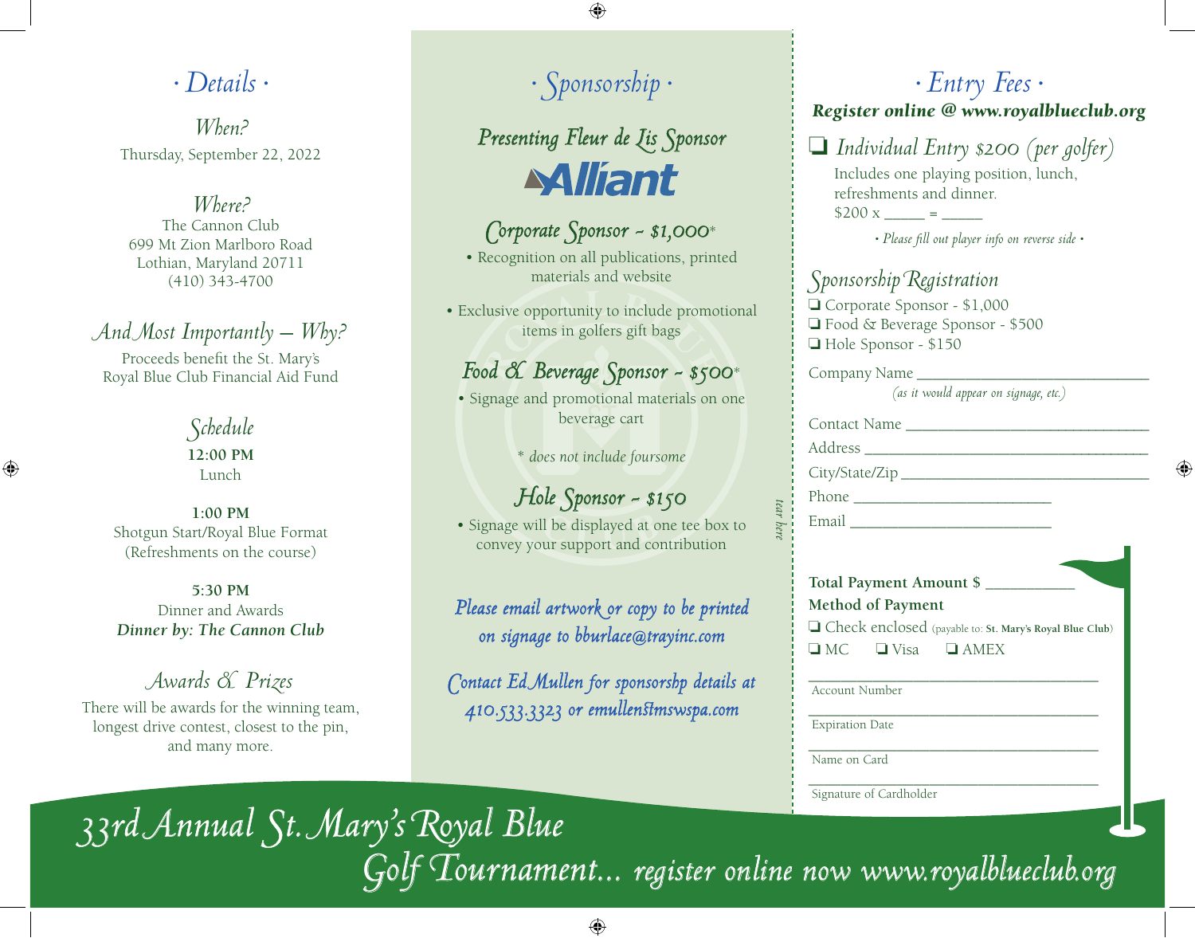## · Details ·

### When?

Thursday, September 22, 2022

### Where?

The Cannon Club
699 Mt Zion Marlboro Road
Lothian, Maryland 20711
(410) 343-4700

### And Most Importantly — Why?

Proceeds benefit the St. Mary's Royal Blue Club Financial Aid Fund

### Schedule

**12:00 PM**
Lunch

**1:00 PM**
Shotgun Start/Royal Blue Format
(Refreshments on the course)

**5:30 PM**
Dinner and Awards
***Dinner by: The Cannon Club***

### Awards & Prizes

There will be awards for the winning team, longest drive contest, closest to the pin, and many more.

## · Sponsorship ·

### Presenting Fleur de Lis Sponsor

Alliant

### Corporate Sponsor ~ $1,000*

- Recognition on all publications, printed materials and website
- Exclusive opportunity to include promotional items in golfers gift bags

### Food & Beverage Sponsor ~ $500*

- Signage and promotional materials on one beverage cart

*\* does not include foursome*

### Hole Sponsor ~ $150

- Signage will be displayed at one tee box to convey your support and contribution

*Please email artwork or copy to be printed on signage to bburlace@trayinc.com*

*Contact Ed Mullen for sponsorshp details at 410.533.3323 or emullen@mswspa.com*

*tear here*

## · Entry Fees ·

***Register online @ www.royalblueclub.org***

❑ *Individual Entry $200 (per golfer)*

Includes one playing position, lunch, refreshments and dinner.
$200 x _____ = _____

*• Please fill out player info on reverse side •*

### Sponsorship Registration

❑ Corporate Sponsor - $1,000
❑ Food & Beverage Sponsor - $500
❑ Hole Sponsor - $150

Company Name ______________________________
*(as it would appear on signage, etc.)*

Contact Name ______________________________

Address ______________________________

City/State/Zip ______________________________

Phone ______________________________

Email ______________________________

**Total Payment Amount $** __________

**Method of Payment**

❑ Check enclosed (payable to: **St. Mary's Royal Blue Club**)

❑ MC ❑ Visa ❑ AMEX

______________________________
Account Number

______________________________
Expiration Date

______________________________
Name on Card

______________________________
Signature of Cardholder

*33rd Annual St. Mary's Royal Blue Golf Tournament... register online now www.royalblueclub.org*